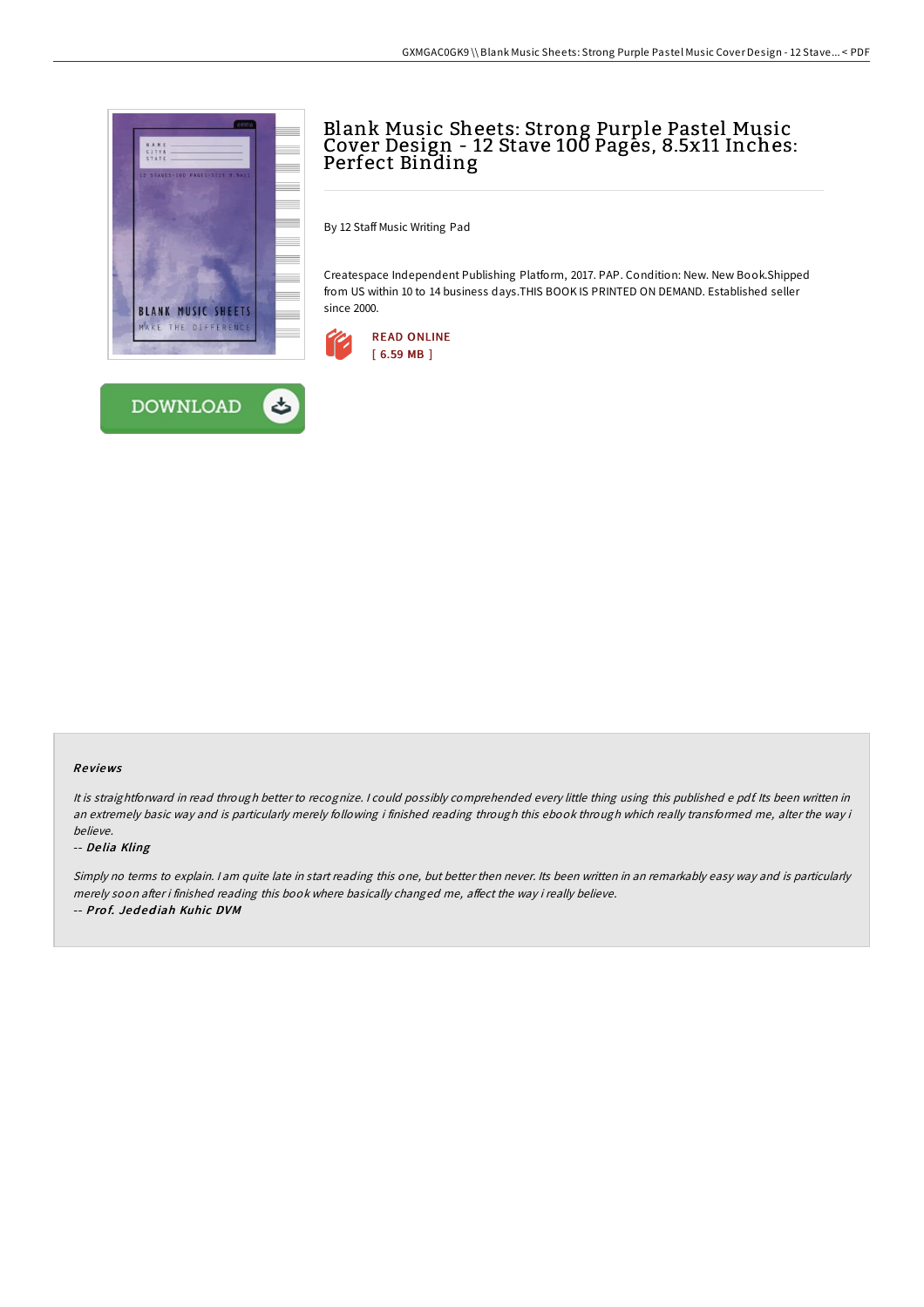# Blank Music Sheets: Strong Purple Pastel Music Cover Design - 12 Stave 100 Pages, 8.5x11 Inches: Perfect Binding

By 12 Staff Music Writing Pad

Createspace Independent Publishing Platform, 2017. PAP. Condition: New. New Book.Shipped from US within 10 to 14 business days.THIS BOOK IS PRINTED ON DEMAND. Established seller since 2000.

READ ONLINE
[ 6.59 MB ]

DOWNLOAD

## Reviews

*It is straightforward in read through better to recognize. I could possibly comprehended every little thing using this published e pdf. Its been written in an extremely basic way and is particularly merely following i finished reading through this ebook through which really transformed me, alter the way i believe.*

-- ***Delia Kling***

*Simply no terms to explain. I am quite late in start reading this one, but better then never. Its been written in an remarkably easy way and is particularly merely soon after i finished reading this book where basically changed me, affect the way i really believe.*

-- ***Prof. Jedediah Kuhic DVM***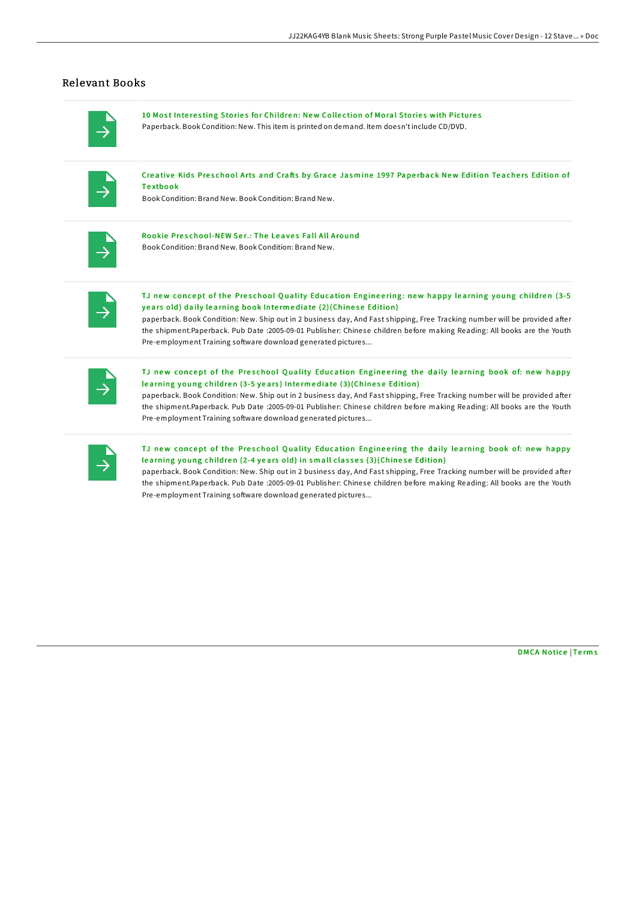## Relevant Books

**10 Most Interesting Stories for Children: New Collection of Moral Stories with Pictures**
Paperback. Book Condition: New. This item is printed on demand. Item doesn't include CD/DVD.

**Creative Kids Preschool Arts and Crafts by Grace Jasmine 1997 Paperback New Edition Teachers Edition of Textbook**
Book Condition: Brand New. Book Condition: Brand New.

**Rookie Preschool-NEW Ser.: The Leaves Fall All Around**
Book Condition: Brand New. Book Condition: Brand New.

**TJ new concept of the Preschool Quality Education Engineering: new happy learning young children (3-5 years old) daily learning book Intermediate (2)(Chinese Edition)**
paperback. Book Condition: New. Ship out in 2 business day, And Fast shipping, Free Tracking number will be provided after the shipment.Paperback. Pub Date :2005-09-01 Publisher: Chinese children before making Reading: All books are the Youth Pre-employment Training software download generated pictures...

**TJ new concept of the Preschool Quality Education Engineering the daily learning book of: new happy learning young children (3-5 years) Intermediate (3)(Chinese Edition)**
paperback. Book Condition: New. Ship out in 2 business day, And Fast shipping, Free Tracking number will be provided after the shipment.Paperback. Pub Date :2005-09-01 Publisher: Chinese children before making Reading: All books are the Youth Pre-employment Training software download generated pictures...

**TJ new concept of the Preschool Quality Education Engineering the daily learning book of: new happy learning young children (2-4 years old) in small classes (3)(Chinese Edition)**
paperback. Book Condition: New. Ship out in 2 business day, And Fast shipping, Free Tracking number will be provided after the shipment.Paperback. Pub Date :2005-09-01 Publisher: Chinese children before making Reading: All books are the Youth Pre-employment Training software download generated pictures...

DMCA Notice | Terms